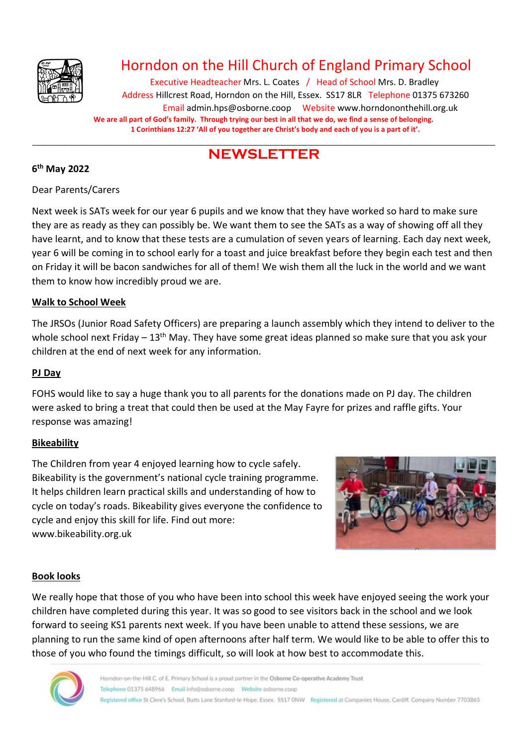# Horndon on the Hill Church of England Primary School

Executive Headteacher Mrs. L. Coates / Head of School Mrs. D. Bradley
Address Hillcrest Road, Horndon on the Hill, Essex. SS17 8LR Telephone 01375 673260
Email admin.hps@osborne.coop Website www.horndononthehill.org.uk

**We are all part of God's family. Through trying our best in all that we do, we find a sense of belonging.**
**1 Corinthians 12:27 'All of you together are Christ's body and each of you is a part of it'.**

## NEWSLETTER

**6th May 2022**

Dear Parents/Carers

Next week is SATs week for our year 6 pupils and we know that they have worked so hard to make sure they are as ready as they can possibly be. We want them to see the SATs as a way of showing off all they have learnt, and to know that these tests are a cumulation of seven years of learning. Each day next week, year 6 will be coming in to school early for a toast and juice breakfast before they begin each test and then on Friday it will be bacon sandwiches for all of them! We wish them all the luck in the world and we want them to know how incredibly proud we are.

### Walk to School Week

The JRSOs (Junior Road Safety Officers) are preparing a launch assembly which they intend to deliver to the whole school next Friday – 13th May. They have some great ideas planned so make sure that you ask your children at the end of next week for any information.

### PJ Day

FOHS would like to say a huge thank you to all parents for the donations made on PJ day. The children were asked to bring a treat that could then be used at the May Fayre for prizes and raffle gifts. Your response was amazing!

### Bikeability

The Children from year 4 enjoyed learning how to cycle safely. Bikeability is the government's national cycle training programme. It helps children learn practical skills and understanding of how to cycle on today's roads. Bikeability gives everyone the confidence to cycle and enjoy this skill for life. Find out more: www.bikeability.org.uk

### Book looks

We really hope that those of you who have been into school this week have enjoyed seeing the work your children have completed during this year. It was so good to see visitors back in the school and we look forward to seeing KS1 parents next week. If you have been unable to attend these sessions, we are planning to run the same kind of open afternoons after half term. We would like to be able to offer this to those of you who found the timings difficult, so will look at how best to accommodate this.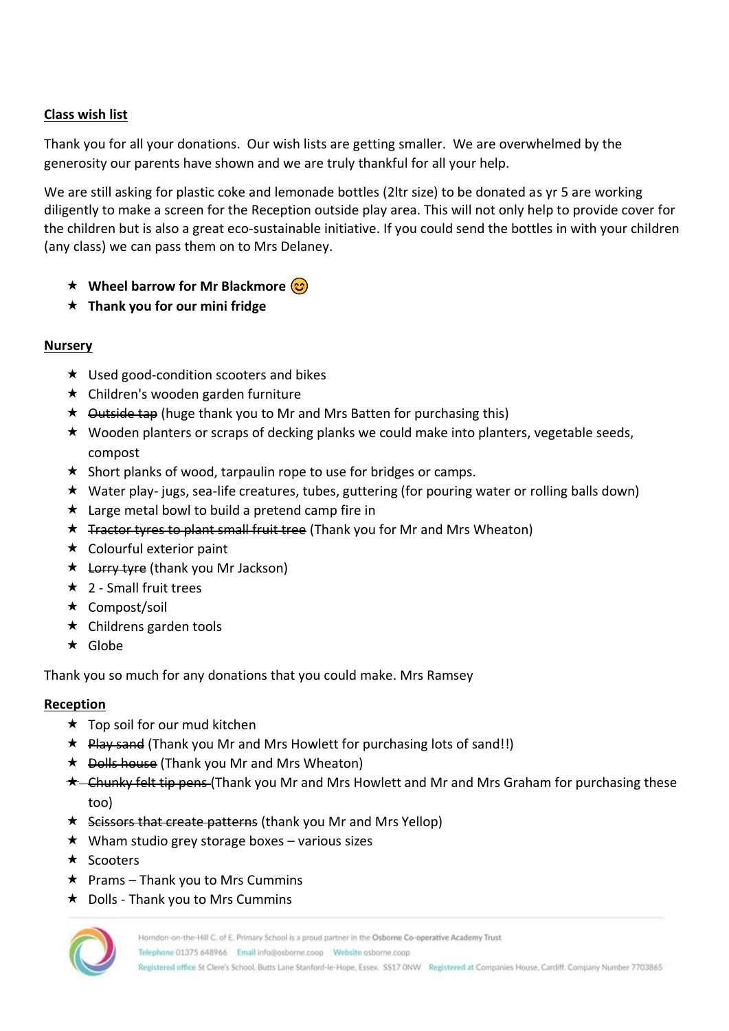## Class wish list

Thank you for all your donations. Our wish lists are getting smaller. We are overwhelmed by the generosity our parents have shown and we are truly thankful for all your help.

We are still asking for plastic coke and lemonade bottles (2ltr size) to be donated as yr 5 are working diligently to make a screen for the Reception outside play area. This will not only help to provide cover for the children but is also a great eco-sustainable initiative. If you could send the bottles in with your children (any class) we can pass them on to Mrs Delaney.

- **Wheel barrow for Mr Blackmore** 😊
- **Thank you for our mini fridge**

## Nursery

- Used good-condition scooters and bikes
- Children's wooden garden furniture
- ~~Outside tap~~ (huge thank you to Mr and Mrs Batten for purchasing this)
- Wooden planters or scraps of decking planks we could make into planters, vegetable seeds, compost
- Short planks of wood, tarpaulin rope to use for bridges or camps.
- Water play- jugs, sea-life creatures, tubes, guttering (for pouring water or rolling balls down)
- Large metal bowl to build a pretend camp fire in
- ~~Tractor tyres to plant small fruit tree~~ (Thank you for Mr and Mrs Wheaton)
- Colourful exterior paint
- ~~Lorry tyre~~ (thank you Mr Jackson)
- 2 - Small fruit trees
- Compost/soil
- Childrens garden tools
- Globe

Thank you so much for any donations that you could make. Mrs Ramsey

## Reception

- Top soil for our mud kitchen
- ~~Play sand~~ (Thank you Mr and Mrs Howlett for purchasing lots of sand!!)
- ~~Dolls house~~ (Thank you Mr and Mrs Wheaton)
- ~~Chunky felt tip pens~~ (Thank you Mr and Mrs Howlett and Mr and Mrs Graham for purchasing these too)
- ~~Scissors that create patterns~~ (thank you Mr and Mrs Yellop)
- Wham studio grey storage boxes – various sizes
- Scooters
- Prams – Thank you to Mrs Cummins
- Dolls - Thank you to Mrs Cummins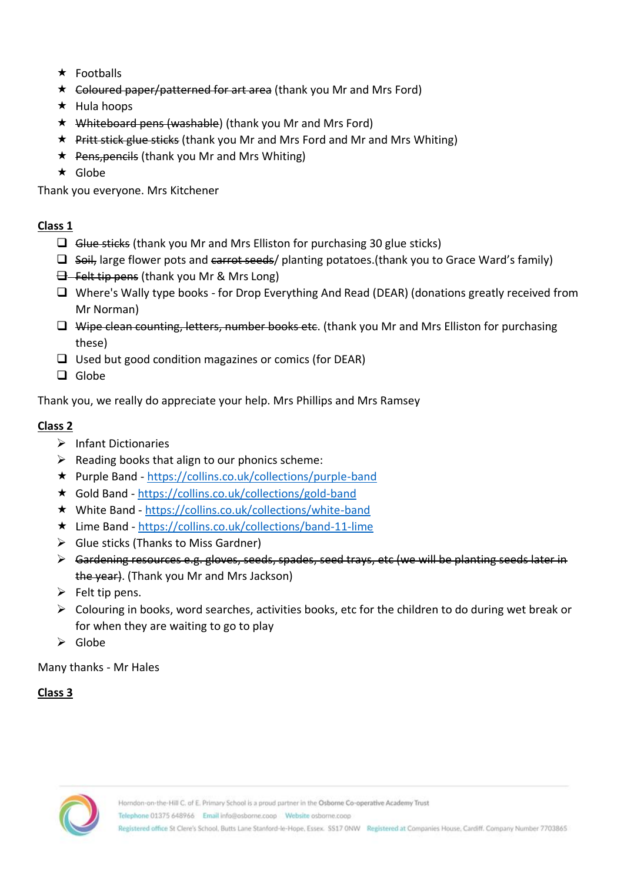- Footballs
- ~~Coloured paper/patterned for art area~~ (thank you Mr and Mrs Ford)
- Hula hoops
- ~~Whiteboard pens (washable)~~ (thank you Mr and Mrs Ford)
- ~~Pritt stick glue sticks~~ (thank you Mr and Mrs Ford and Mr and Mrs Whiting)
- ~~Pens,pencils~~ (thank you Mr and Mrs Whiting)
- Globe

Thank you everyone. Mrs Kitchener

**Class 1**

- ~~Glue sticks~~ (thank you Mr and Mrs Elliston for purchasing 30 glue sticks)
- ~~Soil,~~ large flower pots and ~~carrot seeds~~/ planting potatoes.(thank you to Grace Ward's family)
- ~~Felt tip pens~~ (thank you Mr & Mrs Long)
- Where's Wally type books - for Drop Everything And Read (DEAR) (donations greatly received from Mr Norman)
- ~~Wipe clean counting, letters, number books etc~~. (thank you Mr and Mrs Elliston for purchasing these)
- Used but good condition magazines or comics (for DEAR)
- Globe

Thank you, we really do appreciate your help. Mrs Phillips and Mrs Ramsey

**Class 2**

- Infant Dictionaries
- Reading books that align to our phonics scheme:
  - Purple Band - https://collins.co.uk/collections/purple-band
  - Gold Band - https://collins.co.uk/collections/gold-band
  - White Band - https://collins.co.uk/collections/white-band
  - Lime Band - https://collins.co.uk/collections/band-11-lime
- Glue sticks (Thanks to Miss Gardner)
- ~~Gardening resources e.g. gloves, seeds, spades, seed trays, etc (we will be planting seeds later in the year)~~. (Thank you Mr and Mrs Jackson)
- Felt tip pens.
- Colouring in books, word searches, activities books, etc for the children to do during wet break or for when they are waiting to go to play
- Globe

Many thanks - Mr Hales

**Class 3**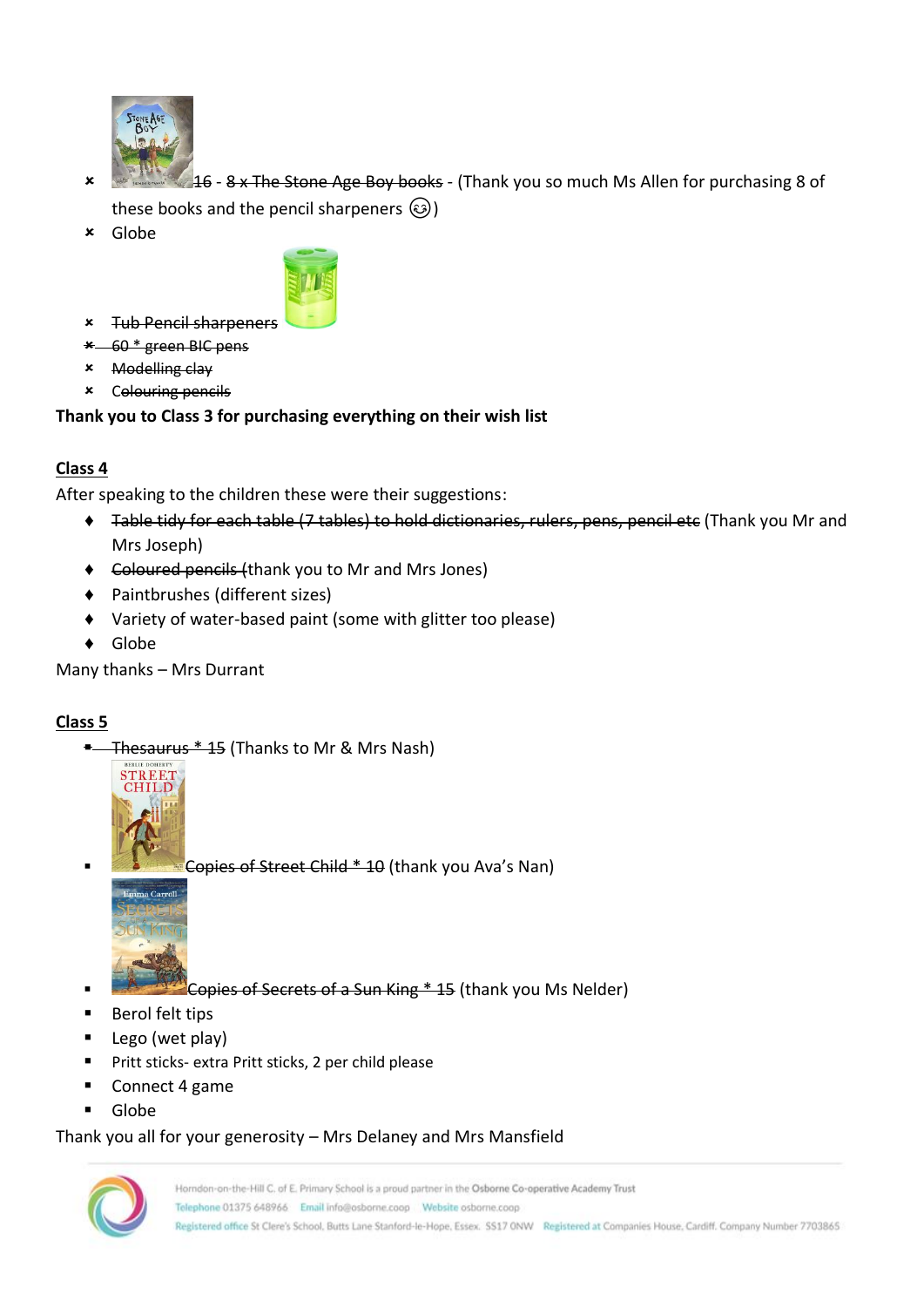- ~~16 - 8 x The Stone Age Boy books~~ - (Thank you so much Ms Allen for purchasing 8 of these books and the pencil sharpeners ☺)
- Globe
- ~~Tub Pencil sharpeners~~
- ~~60 * green BIC pens~~
- ~~Modelling clay~~
- ~~Colouring pencils~~

**Thank you to Class 3 for purchasing everything on their wish list**

## Class 4

After speaking to the children these were their suggestions:

- ~~Table tidy for each table (7 tables) to hold dictionaries, rulers, pens, pencil etc~~ (Thank you Mr and Mrs Joseph)
- ~~Coloured pencils~~ (thank you to Mr and Mrs Jones)
- Paintbrushes (different sizes)
- Variety of water-based paint (some with glitter too please)
- Globe

Many thanks – Mrs Durrant

## Class 5

- ~~Thesaurus * 15~~ (Thanks to Mr & Mrs Nash)
- ~~Copies of Street Child * 10~~ (thank you Ava's Nan)
- ~~Copies of Secrets of a Sun King * 15~~ (thank you Ms Nelder)
- Berol felt tips
- Lego (wet play)
- Pritt sticks- extra Pritt sticks, 2 per child please
- Connect 4 game
- Globe

Thank you all for your generosity – Mrs Delaney and Mrs Mansfield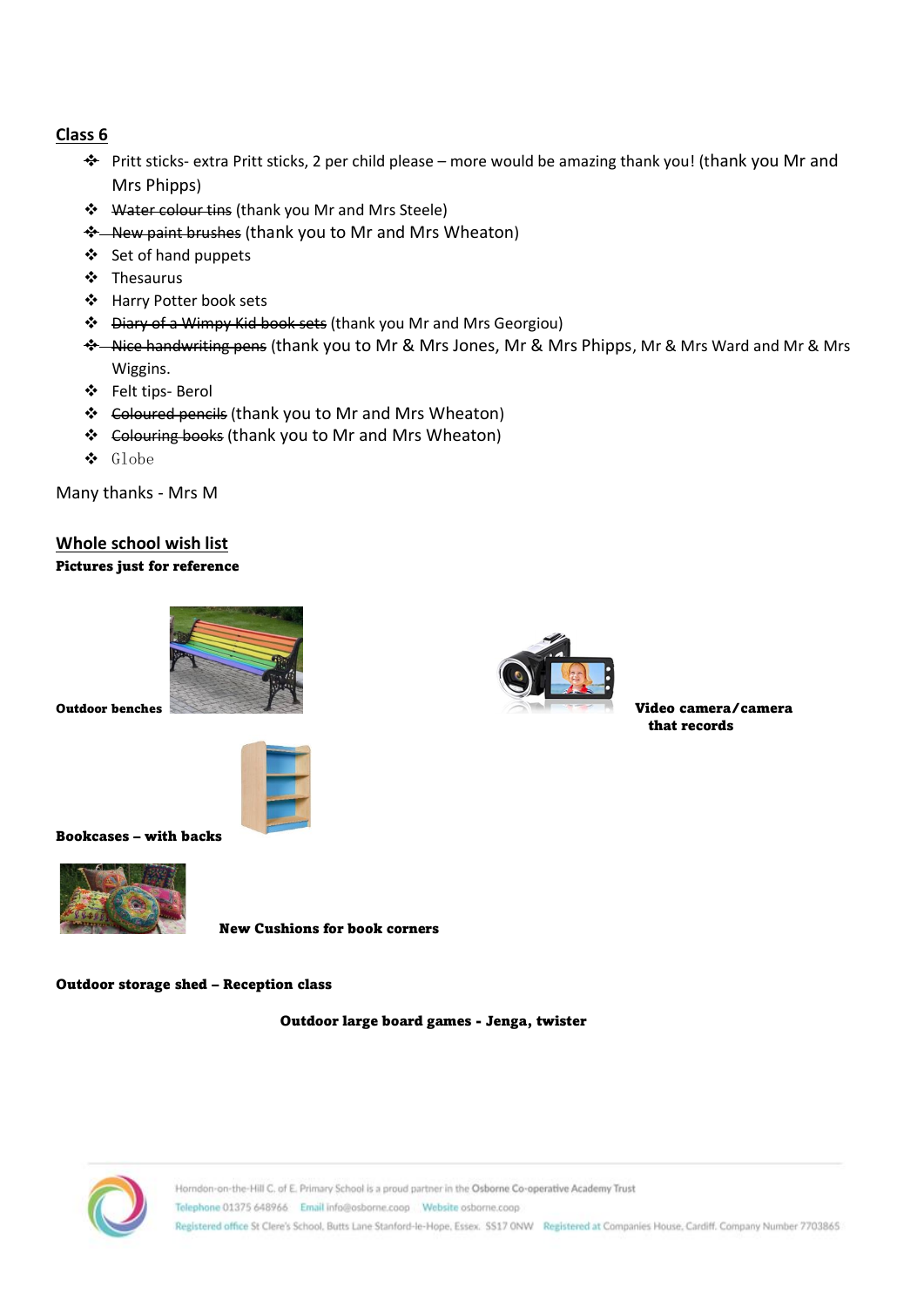## Class 6

- Pritt sticks- extra Pritt sticks, 2 per child please – more would be amazing thank you! (thank you Mr and Mrs Phipps)
- ~~Water colour tins~~ (thank you Mr and Mrs Steele)
- ~~New paint brushes~~ (thank you to Mr and Mrs Wheaton)
- Set of hand puppets
- Thesaurus
- Harry Potter book sets
- ~~Diary of a Wimpy Kid book sets~~ (thank you Mr and Mrs Georgiou)
- ~~Nice handwriting pens~~ (thank you to Mr & Mrs Jones, Mr & Mrs Phipps, Mr & Mrs Ward and Mr & Mrs Wiggins.
- Felt tips- Berol
- ~~Coloured pencils~~ (thank you to Mr and Mrs Wheaton)
- ~~Colouring books~~ (thank you to Mr and Mrs Wheaton)
- Globe

Many thanks - Mrs M

## Whole school wish list

**Pictures just for reference**

**Outdoor benches**

**Video camera/camera that records**

**Bookcases – with backs**

**New Cushions for book corners**

**Outdoor storage shed – Reception class**

**Outdoor large board games - Jenga, twister**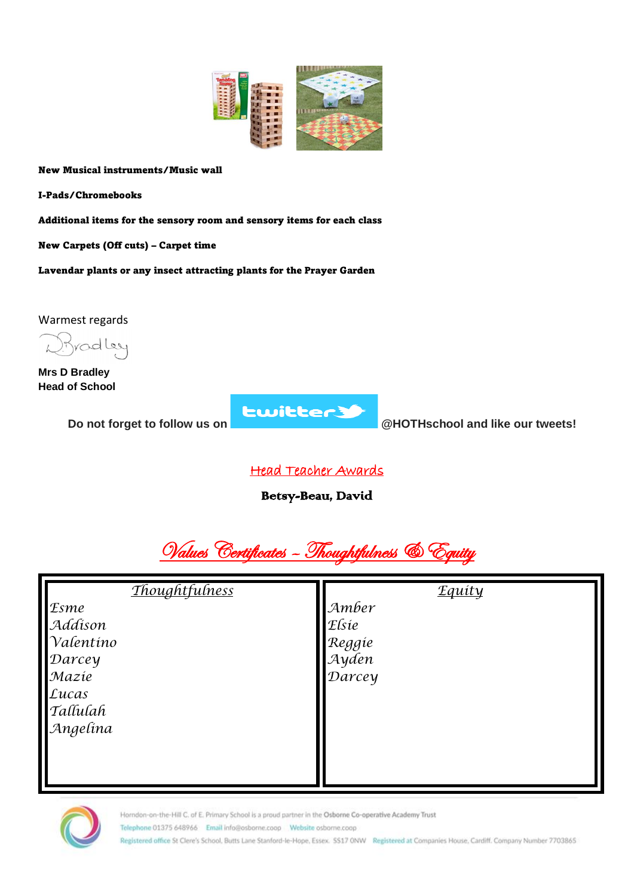**New Musical instruments/Music wall**

**I-Pads/Chromebooks**

**Additional items for the sensory room and sensory items for each class**

**New Carpets (Off cuts) – Carpet time**

**Lavendar plants or any insect attracting plants for the Prayer Garden**

Warmest regards

**Mrs D Bradley**
**Head of School**

**Do not forget to follow us on twitter @HOTHschool and like our tweets!**

## Head Teacher Awards

**Betsy-Beau, David**

## Values Certificates – Thoughtfulness & Equity

| Thoughtfulness | Equity |
|---|---|
| Esme | Amber |
| Addison | Elsie |
| Valentino | Reggie |
| Darcey | Ayden |
| Mazie | Darcey |
| Lucas | |
| Tallulah | |
| Angelina | |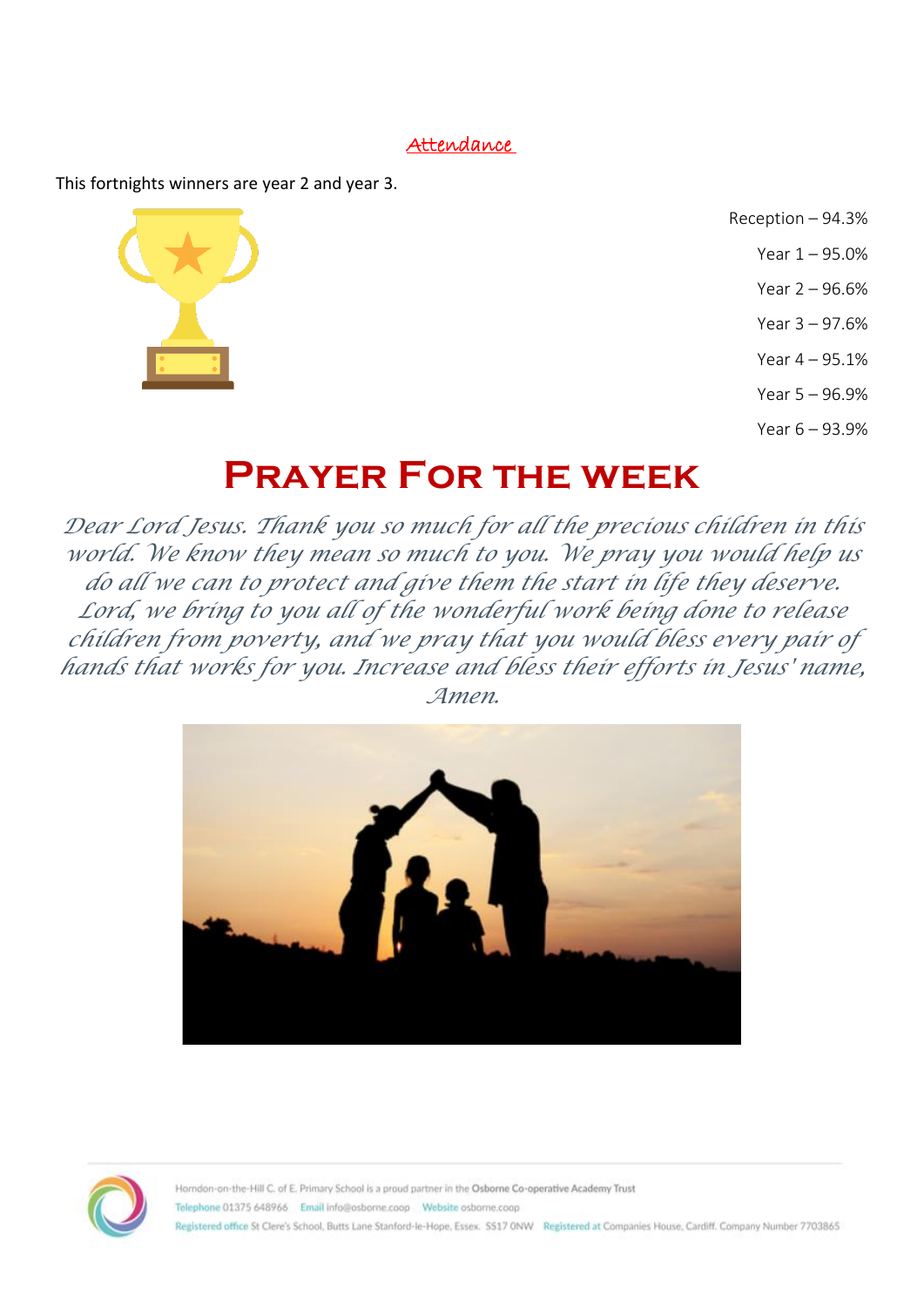## Attendance

This fortnights winners are year 2 and year 3.

Reception – 94.3%

Year 1 – 95.0%

Year 2 – 96.6%

Year 3 – 97.6%

Year 4 – 95.1%

Year 5 – 96.9%

Year 6 – 93.9%

# Prayer For the week

*Dear Lord Jesus. Thank you so much for all the precious children in this world. We know they mean so much to you. We pray you would help us do all we can to protect and give them the start in life they deserve. Lord, we bring to you all of the wonderful work being done to release children from poverty, and we pray that you would bless every pair of hands that works for you. Increase and bless their efforts in Jesus' name, Amen.*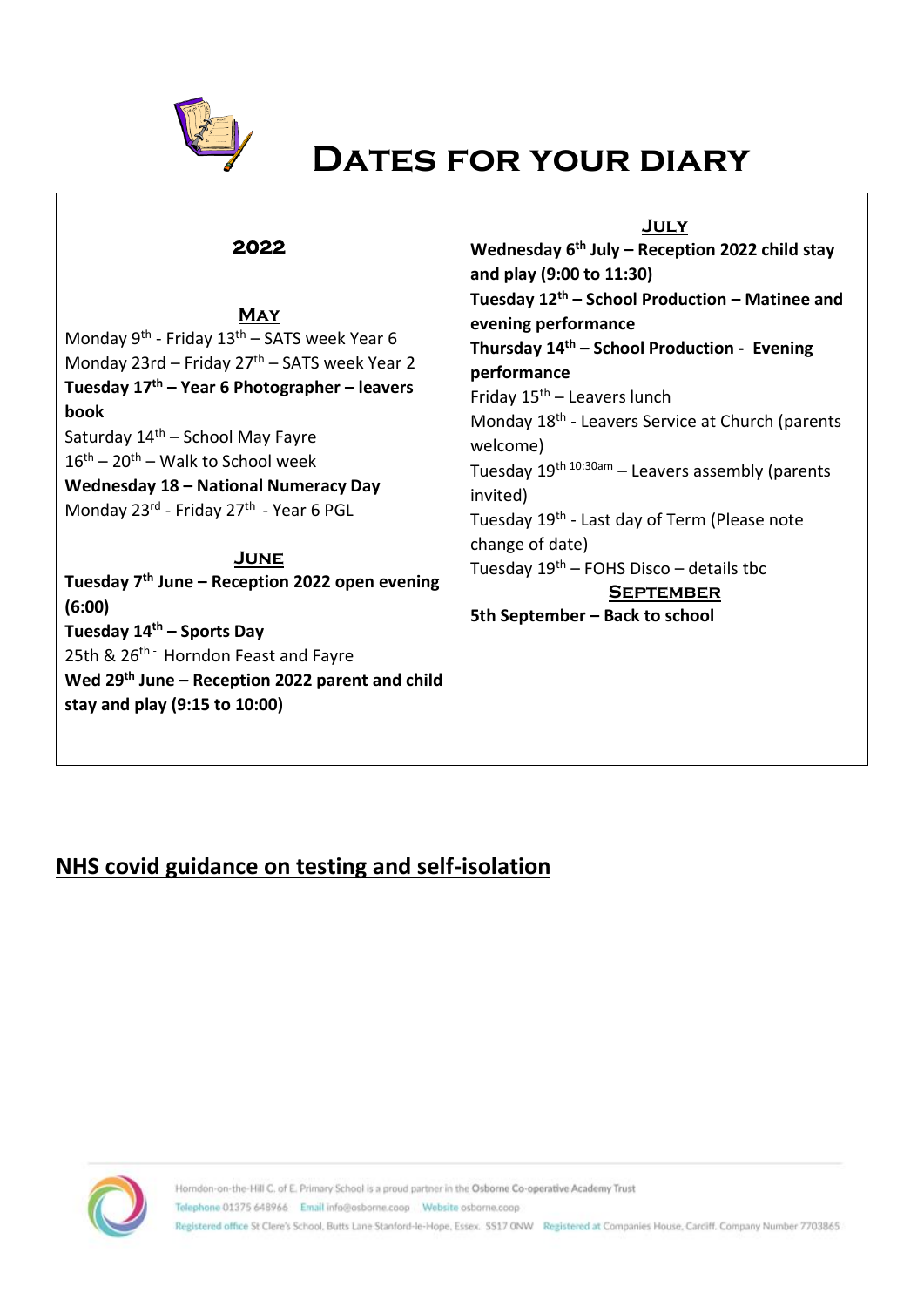# Dates for your diary

## 2022

### May

Monday 9th - Friday 13th – SATS week Year 6
Monday 23rd – Friday 27th – SATS week Year 2
**Tuesday 17th – Year 6 Photographer – leavers book**
Saturday 14th – School May Fayre
16th – 20th – Walk to School week
**Wednesday 18 – National Numeracy Day**
Monday 23rd - Friday 27th - Year 6 PGL

### June

**Tuesday 7th June – Reception 2022 open evening (6:00)**
**Tuesday 14th – Sports Day**
25th & 26th - Horndon Feast and Fayre
**Wed 29th June – Reception 2022 parent and child stay and play (9:15 to 10:00)**

### July

**Wednesday 6th July – Reception 2022 child stay and play (9:00 to 11:30)**
**Tuesday 12th – School Production – Matinee and evening performance**
**Thursday 14th – School Production - Evening performance**
Friday 15th – Leavers lunch
Monday 18th - Leavers Service at Church (parents welcome)
Tuesday 19th 10:30am – Leavers assembly (parents invited)
Tuesday 19th - Last day of Term (Please note change of date)
Tuesday 19th – FOHS Disco – details tbc

### September

**5th September – Back to school**

## NHS covid guidance on testing and self-isolation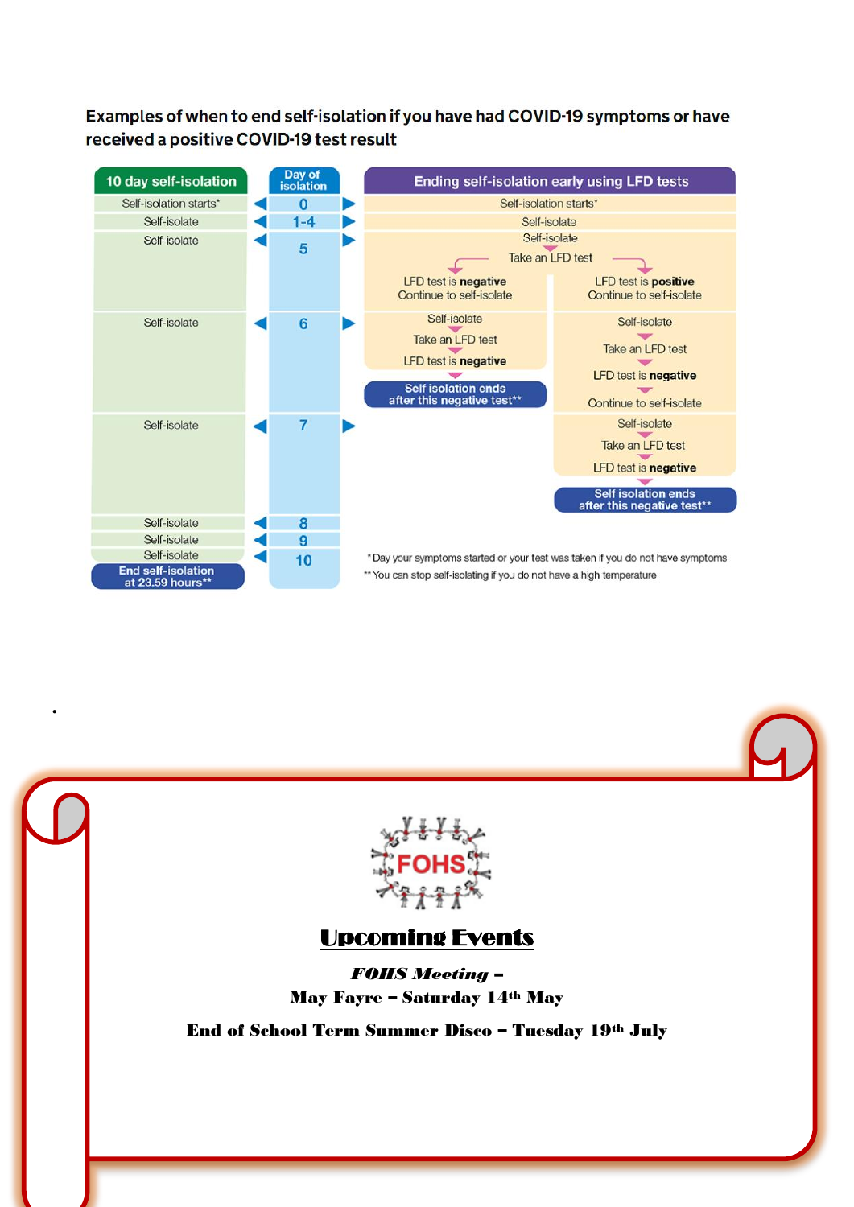**Examples of when to end self-isolation if you have had COVID-19 symptoms or have received a positive COVID-19 test result**

| 10 day self-isolation | Day of isolation | Ending self-isolation early using LFD tests | |
|---|---|---|---|
| Self-isolation starts* | 0 | Self-isolation starts* | |
| Self-isolate | 1-4 | Self-isolate | |
| Self-isolate | 5 | Self-isolate<br>Take an LFD test | |
| | | LFD test is **negative**<br>Continue to self-isolate | LFD test is **positive**<br>Continue to self-isolate |
| Self-isolate | 6 | Self-isolate<br>Take an LFD test<br>LFD test is **negative**<br>**Self isolation ends after this negative test**** | Self-isolate<br>Take an LFD test<br>LFD test is **negative**<br>Continue to self-isolate |
| Self-isolate | 7 | | Self-isolate<br>Take an LFD test<br>LFD test is **negative**<br>**Self isolation ends after this negative test**** |
| Self-isolate | 8 | | |
| Self-isolate | 9 | | |
| Self-isolate<br>**End self-isolation at 23.59 hours**** | 10 | | |

* Day your symptoms started or your test was taken if you do not have symptoms

** You can stop self-isolating if you do not have a high temperature

FOHS

## Upcoming Events

***FOHS Meeting –***

**May Fayre – Saturday 14th May**

**End of School Term Summer Disco – Tuesday 19th July**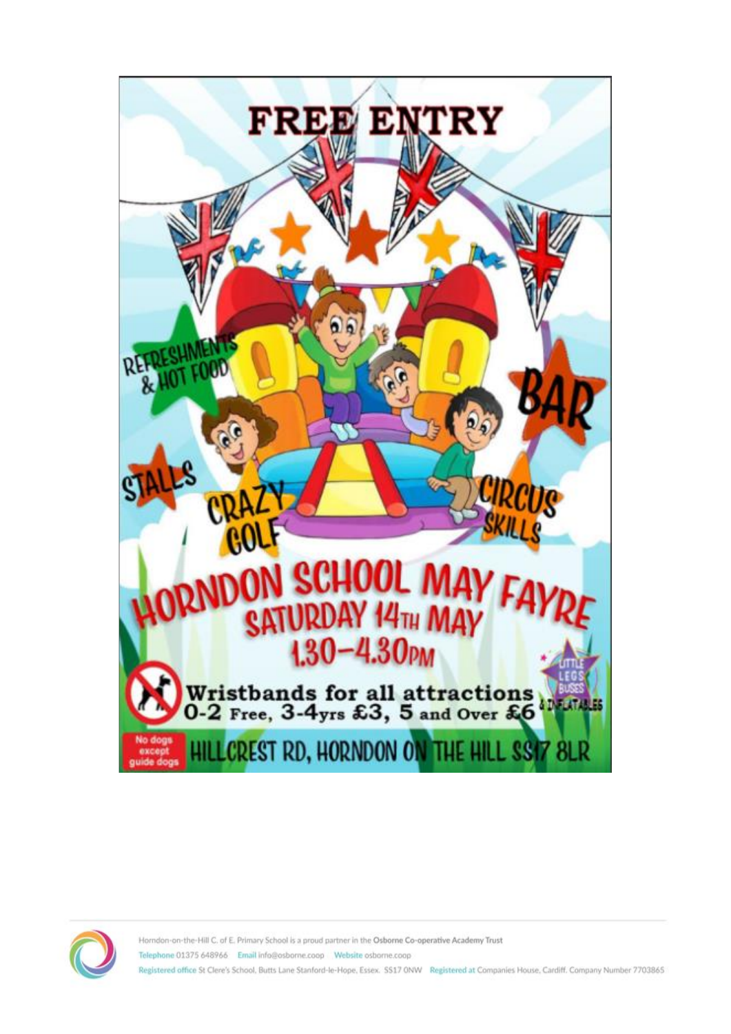# FREE ENTRY

REFRESHMENTS & HOT FOOD

BAR

STALLS

CRAZY GOLF

CIRCUS SKILLS

# HORNDON SCHOOL MAY FAYRE

## SATURDAY 14TH MAY

## 1.30–4.30PM

**Wristbands for all attractions**
**0-2 Free, 3-4yrs £3, 5 and Over £6**

LITTLE LEGS BUSES & INFLATABLES

No dogs except guide dogs

HILLCREST RD, HORNDON ON THE HILL SS17 8LR

Horndon-on-the-Hill C. of E. Primary School is a proud partner in the **Osborne Co-operative Academy Trust**

Telephone 01375 648966 Email info@osborne.coop Website osborne.coop

Registered office St Clere's School, Butts Lane Stanford-le-Hope, Essex. SS17 0NW Registered at Companies House, Cardiff. Company Number 7703865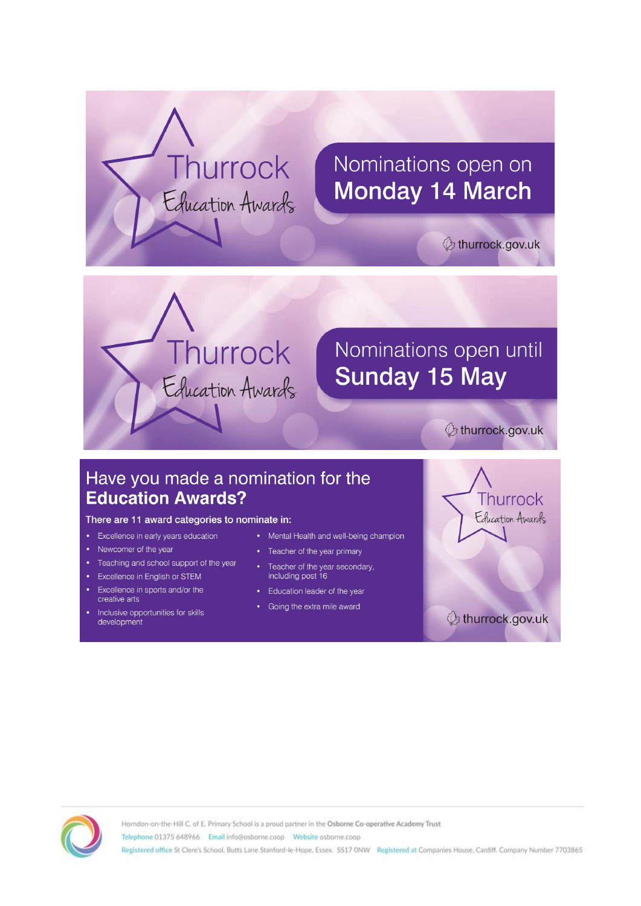Thurrock Education Awards

Nominations open on
**Monday 14 March**

thurrock.gov.uk

Thurrock Education Awards

Nominations open until
**Sunday 15 May**

thurrock.gov.uk

## Have you made a nomination for the **Education Awards?**

**There are 11 award categories to nominate in:**

- Excellence in early years education
- Newcomer of the year
- Teaching and school support of the year
- Excellence in English or STEM
- Excellence in sports and/or the creative arts
- Inclusive opportunities for skills development
- Mental Health and well-being champion
- Teacher of the year primary
- Teacher of the year secondary, including post 16
- Education leader of the year
- Going the extra mile award

Thurrock Education Awards

thurrock.gov.uk

Horndon-on-the-Hill C. of E. Primary School is a proud partner in the **Osborne Co-operative Academy Trust**

Telephone 01375 648966 Email info@osborne.coop Website osborne.coop

Registered office St Clere's School, Butts Lane Stanford-le-Hope, Essex. SS17 0NW Registered at Companies House, Cardiff. Company Number 7703865